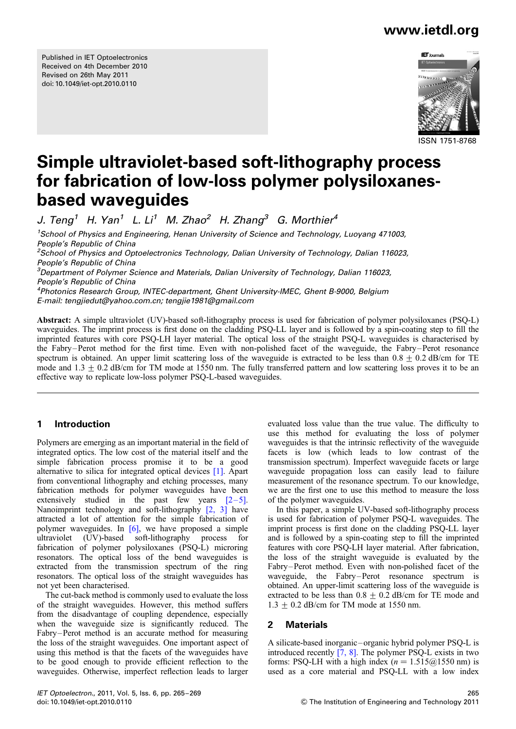Published in IET Optoelectronics
Received on 4th December 2010
Revised on 26th May 2011
doi: 10.1049/iet-opt.2010.0110

ISSN 1751-8768

# Simple ultraviolet-based soft-lithography process for fabrication of low-loss polymer polysiloxanes-based waveguides

*J. Teng[1] H. Yan[1] L. Li[1] M. Zhao[2] H. Zhang[3] G. Morthier[4]*

[1]*School of Physics and Engineering, Henan University of Science and Technology, Luoyang 471003, People's Republic of China*
[2]*School of Physics and Optoelectronics Technology, Dalian University of Technology, Dalian 116023, People's Republic of China*
[3]*Department of Polymer Science and Materials, Dalian University of Technology, Dalian 116023, People's Republic of China*
[4]*Photonics Research Group, INTEC-department, Ghent University-IMEC, Ghent B-9000, Belgium*
*E-mail: tengjiedut@yahoo.com.cn; tengjie1981@gmail.com*

**Abstract:** A simple ultraviolet (UV)-based soft-lithography process is used for fabrication of polymer polysiloxanes (PSQ-L) waveguides. The imprint process is first done on the cladding PSQ-LL layer and is followed by a spin-coating step to fill the imprinted features with core PSQ-LH layer material. The optical loss of the straight PSQ-L waveguides is characterised by the Fabry–Perot method for the first time. Even with non-polished facet of the waveguide, the Fabry–Perot resonance spectrum is obtained. An upper limit scattering loss of the waveguide is extracted to be less than $0.8 \pm 0.2$ dB/cm for TE mode and $1.3 \pm 0.2$ dB/cm for TM mode at 1550 nm. The fully transferred pattern and low scattering loss proves it to be an effective way to replicate low-loss polymer PSQ-L-based waveguides.

## 1 Introduction

Polymers are emerging as an important material in the field of integrated optics. The low cost of the material itself and the simple fabrication process promise it to be a good alternative to silica for integrated optical devices [1]. Apart from conventional lithography and etching processes, many fabrication methods for polymer waveguides have been extensively studied in the past few years [2–5]. Nanoimprint technology and soft-lithography [2, 3] have attracted a lot of attention for the simple fabrication of polymer waveguides. In [6], we have proposed a simple ultraviolet (UV)-based soft-lithography process for fabrication of polymer polysiloxanes (PSQ-L) microring resonators. The optical loss of the bend waveguides is extracted from the transmission spectrum of the ring resonators. The optical loss of the straight waveguides has not yet been characterised.

The cut-back method is commonly used to evaluate the loss of the straight waveguides. However, this method suffers from the disadvantage of coupling dependence, especially when the waveguide size is significantly reduced. The Fabry–Perot method is an accurate method for measuring the loss of the straight waveguides. One important aspect of using this method is that the facets of the waveguides have to be good enough to provide efficient reflection to the waveguides. Otherwise, imperfect reflection leads to larger evaluated loss value than the true value. The difficulty to use this method for evaluating the loss of polymer waveguides is that the intrinsic reflectivity of the waveguide facets is low (which leads to low contrast of the transmission spectrum). Imperfect waveguide facets or large waveguide propagation loss can easily lead to failure measurement of the resonance spectrum. To our knowledge, we are the first one to use this method to measure the loss of the polymer waveguides.

In this paper, a simple UV-based soft-lithography process is used for fabrication of polymer PSQ-L waveguides. The imprint process is first done on the cladding PSQ-LL layer and is followed by a spin-coating step to fill the imprinted features with core PSQ-LH layer material. After fabrication, the loss of the straight waveguide is evaluated by the Fabry–Perot method. Even with non-polished facet of the waveguide, the Fabry–Perot resonance spectrum is obtained. An upper-limit scattering loss of the waveguide is extracted to be less than $0.8 \pm 0.2$ dB/cm for TE mode and $1.3 \pm 0.2$ dB/cm for TM mode at 1550 nm.

## 2 Materials

A silicate-based inorganic–organic hybrid polymer PSQ-L is introduced recently [7, 8]. The polymer PSQ-L exists in two forms: PSQ-LH with a high index ($n = 1.515$@1550 nm) is used as a core material and PSQ-LL with a low index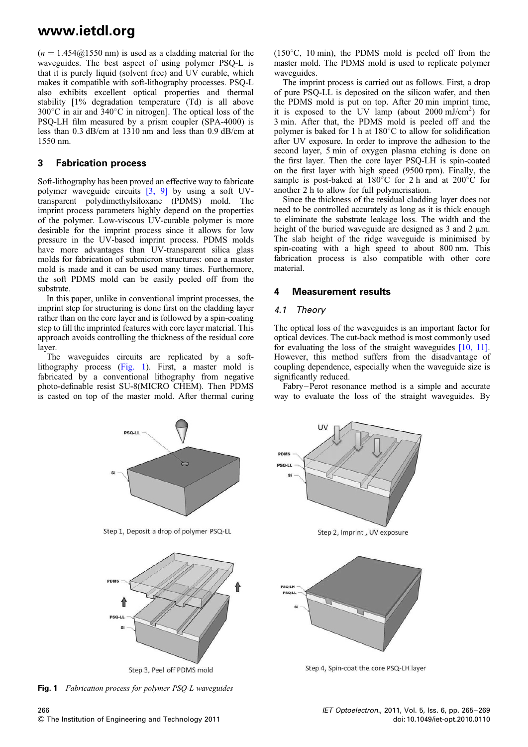($n = 1.454@1550$ nm) is used as a cladding material for the waveguides. The best aspect of using polymer PSQ-L is that it is purely liquid (solvent free) and UV curable, which makes it compatible with soft-lithography processes. PSQ-L also exhibits excellent optical properties and thermal stability [1% degradation temperature (Td) is all above 300°C in air and 340°C in nitrogen]. The optical loss of the PSQ-LH film measured by a prism coupler (SPA-4000) is less than 0.3 dB/cm at 1310 nm and less than 0.9 dB/cm at 1550 nm.

## 3 Fabrication process

Soft-lithography has been proved an effective way to fabricate polymer waveguide circuits [3, 9] by using a soft UV-transparent polydimethylsiloxane (PDMS) mold. The imprint process parameters highly depend on the properties of the polymer. Low-viscous UV-curable polymer is more desirable for the imprint process since it allows for low pressure in the UV-based imprint process. PDMS molds have more advantages than UV-transparent silica glass molds for fabrication of submicron structures: once a master mold is made and it can be used many times. Furthermore, the soft PDMS mold can be easily peeled off from the substrate.

In this paper, unlike in conventional imprint processes, the imprint step for structuring is done first on the cladding layer rather than on the core layer and is followed by a spin-coating step to fill the imprinted features with core layer material. This approach avoids controlling the thickness of the residual core layer.

The waveguides circuits are replicated by a soft-lithography process (Fig. 1). First, a master mold is fabricated by a conventional lithography from negative photo-definable resist SU-8(MICRO CHEM). Then PDMS is casted on top of the master mold. After thermal curing (150°C, 10 min), the PDMS mold is peeled off from the master mold. The PDMS mold is used to replicate polymer waveguides.

The imprint process is carried out as follows. First, a drop of pure PSQ-LL is deposited on the silicon wafer, and then the PDMS mold is put on top. After 20 min imprint time, it is exposed to the UV lamp (about 2000 mJ/cm$^2$) for 3 min. After that, the PDMS mold is peeled off and the polymer is baked for 1 h at 180°C to allow for solidification after UV exposure. In order to improve the adhesion to the second layer, 5 min of oxygen plasma etching is done on the first layer. Then the core layer PSQ-LH is spin-coated on the first layer with high speed (9500 rpm). Finally, the sample is post-baked at 180°C for 2 h and at 200°C for another 2 h to allow for full polymerisation.

Since the thickness of the residual cladding layer does not need to be controlled accurately as long as it is thick enough to eliminate the substrate leakage loss. The width and the height of the buried waveguide are designed as 3 and 2 μm. The slab height of the ridge waveguide is minimised by spin-coating with a high speed to about 800 nm. This fabrication process is also compatible with other core material.

Step 1, Deposit a drop of polymer PSQ-LL

Step 2, Imprint , UV exposure

Step 3, Peel off PDMS mold

Step 4, Spin-coat the core PSQ-LH layer

**Fig. 1** *Fabrication process for polymer PSQ-L waveguides*

## 4 Measurement results

### 4.1 Theory

The optical loss of the waveguides is an important factor for optical devices. The cut-back method is most commonly used for evaluating the loss of the straight waveguides [10, 11]. However, this method suffers from the disadvantage of coupling dependence, especially when the waveguide size is significantly reduced.

Fabry–Perot resonance method is a simple and accurate way to evaluate the loss of the straight waveguides. By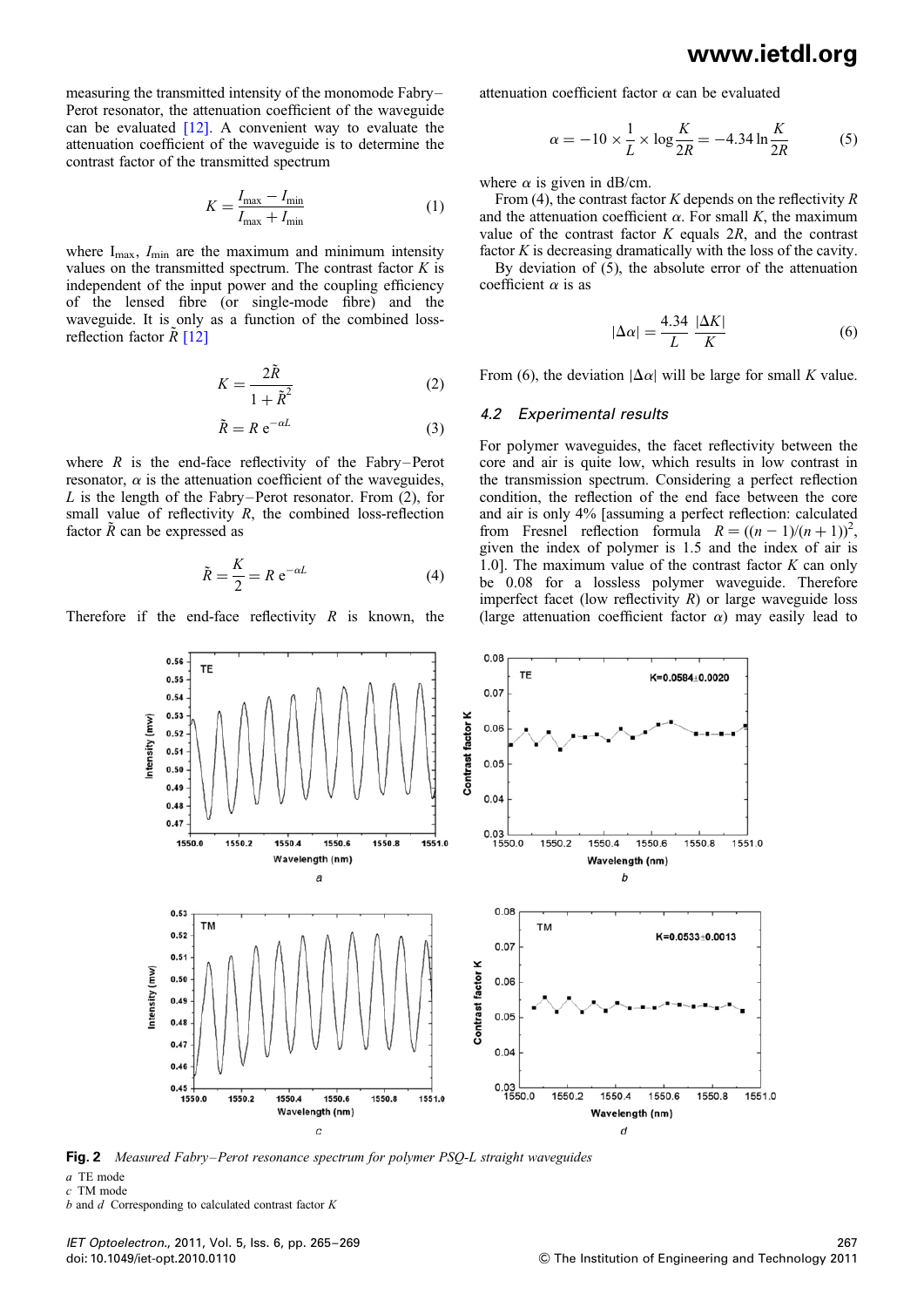measuring the transmitted intensity of the monomode Fabry–Perot resonator, the attenuation coefficient of the waveguide can be evaluated [12]. A convenient way to evaluate the attenuation coefficient of the waveguide is to determine the contrast factor of the transmitted spectrum

$$K = \frac{I_{\max} - I_{\min}}{I_{\max} + I_{\min}} \tag{1}$$

where $I_{\max}$, $I_{\min}$ are the maximum and minimum intensity values on the transmitted spectrum. The contrast factor $K$ is independent of the input power and the coupling efficiency of the lensed fibre (or single-mode fibre) and the waveguide. It is only as a function of the combined loss-reflection factor $\tilde{R}$ [12]

$$K = \frac{2\tilde{R}}{1 + \tilde{R}^2} \tag{2}$$

$$\tilde{R} = R\,\mathrm{e}^{-\alpha L} \tag{3}$$

where $R$ is the end-face reflectivity of the Fabry–Perot resonator, $\alpha$ is the attenuation coefficient of the waveguides, $L$ is the length of the Fabry–Perot resonator. From (2), for small value of reflectivity $R$, the combined loss-reflection factor $\tilde{R}$ can be expressed as

$$\tilde{R} = \frac{K}{2} = R\,\mathrm{e}^{-\alpha L} \tag{4}$$

Therefore if the end-face reflectivity $R$ is known, the attenuation coefficient factor $\alpha$ can be evaluated

$$\alpha = -10 \times \frac{1}{L} \times \log \frac{K}{2R} = -4.34 \ln \frac{K}{2R} \tag{5}$$

where $\alpha$ is given in dB/cm.

From (4), the contrast factor $K$ depends on the reflectivity $R$ and the attenuation coefficient $\alpha$. For small $K$, the maximum value of the contrast factor $K$ equals $2R$, and the contrast factor $K$ is decreasing dramatically with the loss of the cavity.

By deviation of (5), the absolute error of the attenuation coefficient $\alpha$ is as

$$|\Delta\alpha| = \frac{4.34}{L}\,\frac{|\Delta K|}{K} \tag{6}$$

From (6), the deviation $|\Delta\alpha|$ will be large for small $K$ value.

### 4.2 Experimental results

For polymer waveguides, the facet reflectivity between the core and air is quite low, which results in low contrast in the transmission spectrum. Considering a perfect reflection condition, the reflection of the end face between the core and air is only 4% [assuming a perfect reflection: calculated from Fresnel reflection formula $R = ((n-1)/(n+1))^2$, given the index of polymer is 1.5 and the index of air is 1.0]. The maximum value of the contrast factor $K$ can only be 0.08 for a lossless polymer waveguide. Therefore imperfect facet (low reflectivity $R$) or large waveguide loss (large attenuation coefficient factor $\alpha$) may easily lead to

**Fig. 2** *Measured Fabry–Perot resonance spectrum for polymer PSQ-L straight waveguides*

*a* TE mode
*c* TM mode
*b* and *d* Corresponding to calculated contrast factor *K*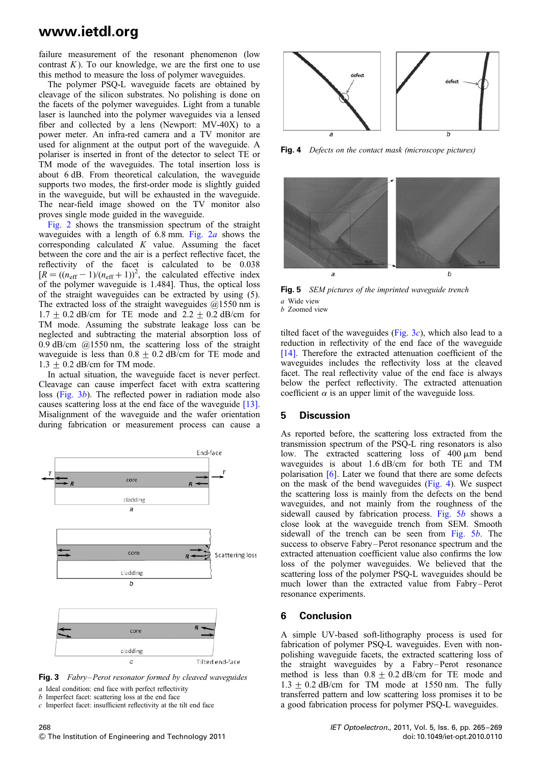failure measurement of the resonant phenomenon (low contrast $K$). To our knowledge, we are the first one to use this method to measure the loss of polymer waveguides.

The polymer PSQ-L waveguide facets are obtained by cleavage of the silicon substrates. No polishing is done on the facets of the polymer waveguides. Light from a tunable laser is launched into the polymer waveguides via a lensed fiber and collected by a lens (Newport: MV-40X) to a power meter. An infra-red camera and a TV monitor are used for alignment at the output port of the waveguide. A polariser is inserted in front of the detector to select TE or TM mode of the waveguides. The total insertion loss is about 6 dB. From theoretical calculation, the waveguide supports two modes, the first-order mode is slightly guided in the waveguide, but will be exhausted in the waveguide. The near-field image showed on the TV monitor also proves single mode guided in the waveguide.

Fig. 2 shows the transmission spectrum of the straight waveguides with a length of 6.8 mm. Fig. 2*a* shows the corresponding calculated $K$ value. Assuming the facet between the core and the air is a perfect reflective facet, the reflectivity of the facet is calculated to be 0.038 [$R = ((n_{\rm eff} - 1)/(n_{\rm eff} + 1))^2$, the calculated effective index of the polymer waveguide is 1.484]. Thus, the optical loss of the straight waveguides can be extracted by using (5). The extracted loss of the straight waveguides @1550 nm is $1.7 \pm 0.2$ dB/cm for TE mode and $2.2 \pm 0.2$ dB/cm for TM mode. Assuming the substrate leakage loss can be neglected and subtracting the material absorption loss of 0.9 dB/cm @1550 nm, the scattering loss of the straight waveguide is less than $0.8 \pm 0.2$ dB/cm for TE mode and $1.3 \pm 0.2$ dB/cm for TM mode.

In actual situation, the waveguide facet is never perfect. Cleavage can cause imperfect facet with extra scattering loss (Fig. 3*b*). The reflected power in radiation mode also causes scattering loss at the end face of the waveguide [13]. Misalignment of the waveguide and the wafer orientation during fabrication or measurement process can cause a tilted facet of the waveguides (Fig. 3*c*), which also lead to a reduction in reflectivity of the end face of the waveguide [14]. Therefore the extracted attenuation coefficient of the waveguides includes the reflectivity loss at the cleaved facet. The real reflectivity value of the end face is always below the perfect reflectivity. The extracted attenuation coefficient $\alpha$ is an upper limit of the waveguide loss.

**Fig. 3** *Fabry–Perot resonator formed by cleaved waveguides*
*a* Ideal condition: end face with perfect reflectivity
*b* Imperfect facet: scattering loss at the end face
*c* Imperfect facet: insufficient reflectivity at the tilt end face

**Fig. 4** *Defects on the contact mask (microscope pictures)*

**Fig. 5** *SEM pictures of the imprinted waveguide trench*
*a* Wide view
*b* Zoomed view

## 5 Discussion

As reported before, the scattering loss extracted from the transmission spectrum of the PSQ-L ring resonators is also low. The extracted scattering loss of 400 μm bend waveguides is about 1.6 dB/cm for both TE and TM polarisation [6]. Later we found that there are some defects on the mask of the bend waveguides (Fig. 4). We suspect the scattering loss is mainly from the defects on the bend waveguides, and not mainly from the roughness of the sidewall caused by fabrication process. Fig. 5*b* shows a close look at the waveguide trench from SEM. Smooth sidewall of the trench can be seen from Fig. 5*b*. The success to observe Fabry–Perot resonance spectrum and the extracted attenuation coefficient value also confirms the low loss of the polymer waveguides. We believed that the scattering loss of the polymer PSQ-L waveguides should be much lower than the extracted value from Fabry–Perot resonance experiments.

## 6 Conclusion

A simple UV-based soft-lithography process is used for fabrication of polymer PSQ-L waveguides. Even with non-polishing waveguide facets, the extracted scattering loss of the straight waveguides by a Fabry–Perot resonance method is less than $0.8 \pm 0.2$ dB/cm for TE mode and $1.3 \pm 0.2$ dB/cm for TM mode at 1550 nm. The fully transferred pattern and low scattering loss promises it to be a good fabrication process for polymer PSQ-L waveguides.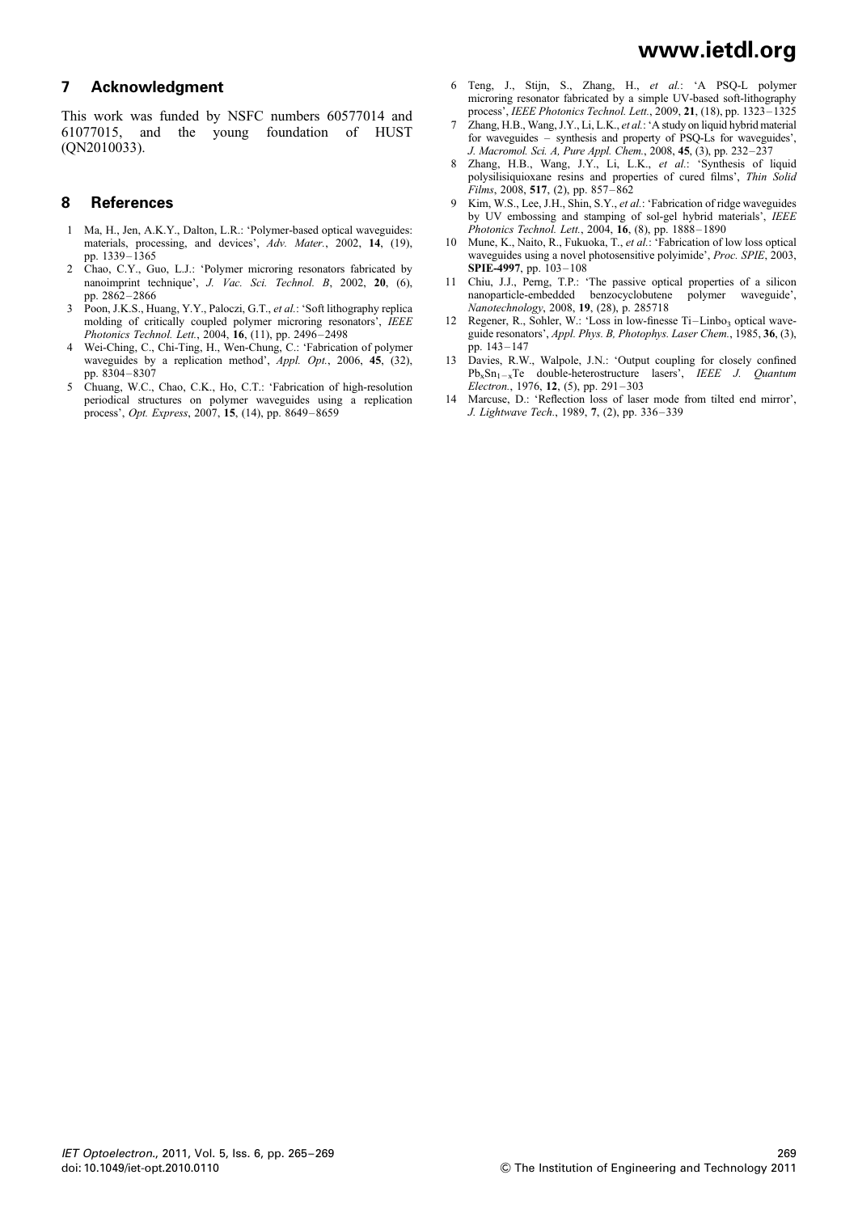## 7 Acknowledgment

This work was funded by NSFC numbers 60577014 and 61077015, and the young foundation of HUST (QN2010033).

## 8 References

1 Ma, H., Jen, A.K.Y., Dalton, L.R.: 'Polymer-based optical waveguides: materials, processing, and devices', *Adv. Mater.*, 2002, **14**, (19), pp. 1339–1365

2 Chao, C.Y., Guo, L.J.: 'Polymer microring resonators fabricated by nanoimprint technique', *J. Vac. Sci. Technol. B*, 2002, **20**, (6), pp. 2862–2866

3 Poon, J.K.S., Huang, Y.Y., Paloczi, G.T., *et al.*: 'Soft lithography replica molding of critically coupled polymer microring resonators', *IEEE Photonics Technol. Lett.*, 2004, **16**, (11), pp. 2496–2498

4 Wei-Ching, C., Chi-Ting, H., Wen-Chung, C.: 'Fabrication of polymer waveguides by a replication method', *Appl. Opt.*, 2006, **45**, (32), pp. 8304–8307

5 Chuang, W.C., Chao, C.K., Ho, C.T.: 'Fabrication of high-resolution periodical structures on polymer waveguides using a replication process', *Opt. Express*, 2007, **15**, (14), pp. 8649–8659

6 Teng, J., Stijn, S., Zhang, H., *et al.*: 'A PSQ-L polymer microring resonator fabricated by a simple UV-based soft-lithography process', *IEEE Photonics Technol. Lett.*, 2009, **21**, (18), pp. 1323–1325

7 Zhang, H.B., Wang, J.Y., Li, L.K., *et al.*: 'A study on liquid hybrid material for waveguides – synthesis and property of PSQ-Ls for waveguides', *J. Macromol. Sci. A, Pure Appl. Chem.*, 2008, **45**, (3), pp. 232–237

8 Zhang, H.B., Wang, J.Y., Li, L.K., *et al.*: 'Synthesis of liquid polysilisiquioxane resins and properties of cured films', *Thin Solid Films*, 2008, **517**, (2), pp. 857–862

9 Kim, W.S., Lee, J.H., Shin, S.Y., *et al.*: 'Fabrication of ridge waveguides by UV embossing and stamping of sol-gel hybrid materials', *IEEE Photonics Technol. Lett.*, 2004, **16**, (8), pp. 1888–1890

10 Mune, K., Naito, R., Fukuoka, T., *et al.*: 'Fabrication of low loss optical waveguides using a novel photosensitive polyimide', *Proc. SPIE*, 2003, **SPIE-4997**, pp. 103–108

11 Chiu, J.J., Perng, T.P.: 'The passive optical properties of a silicon nanoparticle-embedded benzocyclobutene polymer waveguide', *Nanotechnology*, 2008, **19**, (28), p. 285718

12 Regener, R., Sohler, W.: 'Loss in low-finesse Ti–$Linbo_3$ optical waveguide resonators', *Appl. Phys. B, Photophys. Laser Chem.*, 1985, **36**, (3), pp. 143–147

13 Davies, R.W., Walpole, J.N.: 'Output coupling for closely confined $Pb_xSn_{1-x}Te$ double-heterostructure lasers', *IEEE J. Quantum Electron.*, 1976, **12**, (5), pp. 291–303

14 Marcuse, D.: 'Reflection loss of laser mode from tilted end mirror', *J. Lightwave Tech.*, 1989, **7**, (2), pp. 336–339